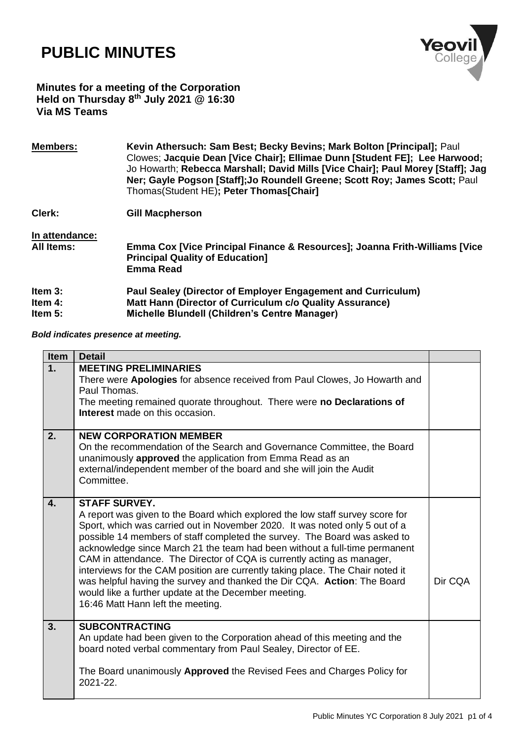# PUBLIC MINUTES

**Minutes for a meeting of the Corporation**
**Held on Thursday 8th July 2021 @ 16:30**
**Via MS Teams**

| | |
|---|---|
| **Members:** | **Kevin Athersuch: Sam Best; Becky Bevins; Mark Bolton [Principal];** Paul Clowes; **Jacquie Dean [Vice Chair]; Ellimae Dunn [Student FE]; Lee Harwood;** Jo Howarth; **Rebecca Marshall; David Mills [Vice Chair]; Paul Morey [Staff]; Jag Ner; Gayle Pogson [Staff];Jo Roundell Greene; Scott Roy; James Scott;** Paul Thomas(Student HE)**; Peter Thomas[Chair]** |
| **Clerk:** | **Gill Macpherson** |
| **In attendance:** | |
| **All Items:** | **Emma Cox [Vice Principal Finance & Resources]; Joanna Frith-Williams [Vice Principal Quality of Education]** **Emma Read** |
| **Item 3:** | **Paul Sealey (Director of Employer Engagement and Curriculum)** |
| **Item 4:** | **Matt Hann (Director of Curriculum c/o Quality Assurance)** |
| **Item 5:** | **Michelle Blundell (Children's Centre Manager)** |

***Bold indicates presence at meeting.***

| Item | Detail | |
|---|---|---|
| 1. | **MEETING PRELIMINARIES**<br>There were **Apologies** for absence received from Paul Clowes, Jo Howarth and Paul Thomas.<br>The meeting remained quorate throughout. There were **no Declarations of Interest** made on this occasion. | |
| 2. | **NEW CORPORATION MEMBER**<br>On the recommendation of the Search and Governance Committee, the Board unanimously **approved** the application from Emma Read as an external/independent member of the board and she will join the Audit Committee. | |
| 4. | **STAFF SURVEY.**<br>A report was given to the Board which explored the low staff survey score for Sport, which was carried out in November 2020. It was noted only 5 out of a possible 14 members of staff completed the survey. The Board was asked to acknowledge since March 21 the team had been without a full-time permanent CAM in attendance. The Director of CQA is currently acting as manager, interviews for the CAM position are currently taking place. The Chair noted it was helpful having the survey and thanked the Dir CQA. **Action**: The Board would like a further update at the December meeting.<br>16:46 Matt Hann left the meeting. | Dir CQA |
| 3. | **SUBCONTRACTING**<br>An update had been given to the Corporation ahead of this meeting and the board noted verbal commentary from Paul Sealey, Director of EE.<br><br>The Board unanimously **Approved** the Revised Fees and Charges Policy for 2021-22. | |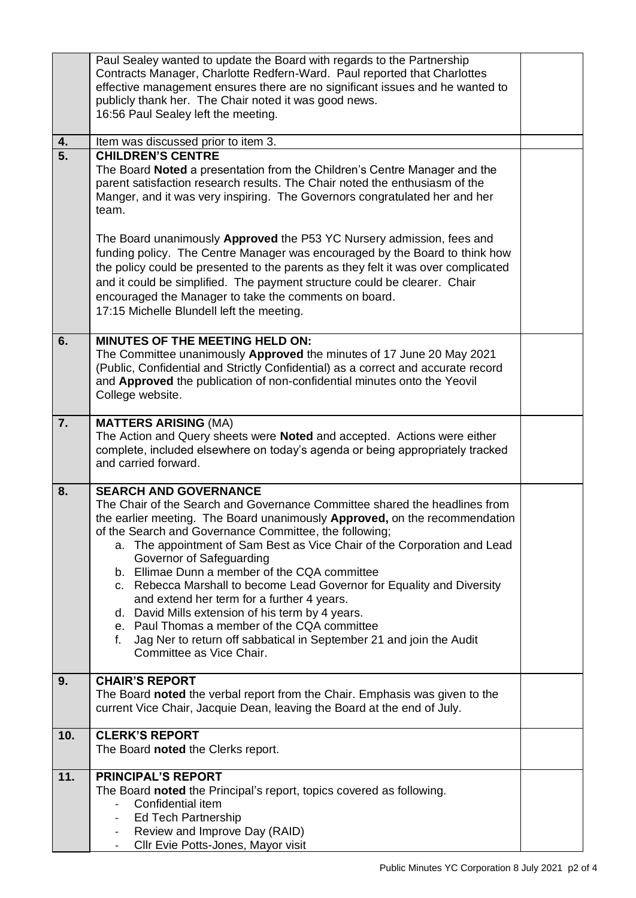| | | |
|---|---|---|
| | Paul Sealey wanted to update the Board with regards to the Partnership Contracts Manager, Charlotte Redfern-Ward. Paul reported that Charlottes effective management ensures there are no significant issues and he wanted to publicly thank her. The Chair noted it was good news.<br>16:56 Paul Sealey left the meeting. | |
| **4.** | Item was discussed prior to item 3. | |
| **5.** | **CHILDREN'S CENTRE**<br>The Board **Noted** a presentation from the Children's Centre Manager and the parent satisfaction research results. The Chair noted the enthusiasm of the Manger, and it was very inspiring. The Governors congratulated her and her team.<br><br>The Board unanimously **Approved** the P53 YC Nursery admission, fees and funding policy. The Centre Manager was encouraged by the Board to think how the policy could be presented to the parents as they felt it was over complicated and it could be simplified. The payment structure could be clearer. Chair encouraged the Manager to take the comments on board.<br>17:15 Michelle Blundell left the meeting. | |
| **6.** | **MINUTES OF THE MEETING HELD ON:**<br>The Committee unanimously **Approved** the minutes of 17 June 20 May 2021 (Public, Confidential and Strictly Confidential) as a correct and accurate record and **Approved** the publication of non-confidential minutes onto the Yeovil College website. | |
| **7.** | **MATTERS ARISING** (MA)<br>The Action and Query sheets were **Noted** and accepted. Actions were either complete, included elsewhere on today's agenda or being appropriately tracked and carried forward. | |
| **8.** | **SEARCH AND GOVERNANCE**<br>The Chair of the Search and Governance Committee shared the headlines from the earlier meeting. The Board unanimously **Approved,** on the recommendation of the Search and Governance Committee, the following;<br>a. The appointment of Sam Best as Vice Chair of the Corporation and Lead Governor of Safeguarding<br>b. Ellimae Dunn a member of the CQA committee<br>c. Rebecca Marshall to become Lead Governor for Equality and Diversity and extend her term for a further 4 years.<br>d. David Mills extension of his term by 4 years.<br>e. Paul Thomas a member of the CQA committee<br>f. Jag Ner to return off sabbatical in September 21 and join the Audit Committee as Vice Chair. | |
| **9.** | **CHAIR'S REPORT**<br>The Board **noted** the verbal report from the Chair. Emphasis was given to the current Vice Chair, Jacquie Dean, leaving the Board at the end of July. | |
| **10.** | **CLERK'S REPORT**<br>The Board **noted** the Clerks report. | |
| **11.** | **PRINCIPAL'S REPORT**<br>The Board **noted** the Principal's report, topics covered as following.<br>- Confidential item<br>- Ed Tech Partnership<br>- Review and Improve Day (RAID)<br>- Cllr Evie Potts-Jones, Mayor visit | |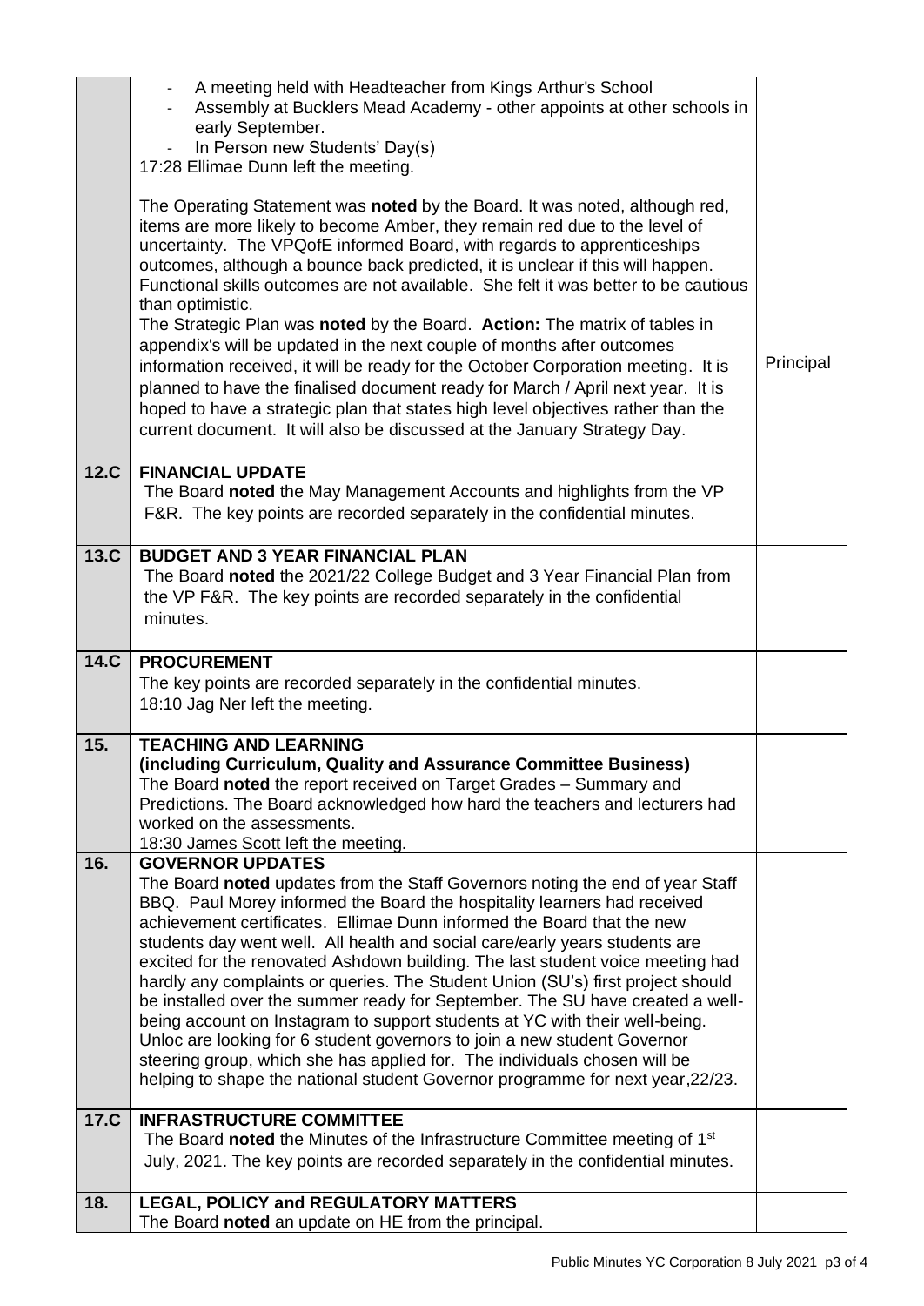| | | |
|---|---|---|
| | - A meeting held with Headteacher from Kings Arthur's School<br>- Assembly at Bucklers Mead Academy - other appoints at other schools in early September.<br>- In Person new Students' Day(s)<br>17:28 Ellimae Dunn left the meeting.<br><br>The Operating Statement was **noted** by the Board. It was noted, although red, items are more likely to become Amber, they remain red due to the level of uncertainty. The VPQofE informed Board, with regards to apprenticeships outcomes, although a bounce back predicted, it is unclear if this will happen. Functional skills outcomes are not available. She felt it was better to be cautious than optimistic.<br>The Strategic Plan was **noted** by the Board. **Action:** The matrix of tables in appendix's will be updated in the next couple of months after outcomes information received, it will be ready for the October Corporation meeting. It is planned to have the finalised document ready for March / April next year. It is hoped to have a strategic plan that states high level objectives rather than the current document. It will also be discussed at the January Strategy Day. | Principal |
| **12.C** | **FINANCIAL UPDATE**<br>The Board **noted** the May Management Accounts and highlights from the VP F&R. The key points are recorded separately in the confidential minutes. | |
| **13.C** | **BUDGET AND 3 YEAR FINANCIAL PLAN**<br>The Board **noted** the 2021/22 College Budget and 3 Year Financial Plan from the VP F&R. The key points are recorded separately in the confidential minutes. | |
| **14.C** | **PROCUREMENT**<br>The key points are recorded separately in the confidential minutes.<br>18:10 Jag Ner left the meeting. | |
| **15.** | **TEACHING AND LEARNING**<br>**(including Curriculum, Quality and Assurance Committee Business)**<br>The Board **noted** the report received on Target Grades – Summary and Predictions. The Board acknowledged how hard the teachers and lecturers had worked on the assessments.<br>18:30 James Scott left the meeting. | |
| **16.** | **GOVERNOR UPDATES**<br>The Board **noted** updates from the Staff Governors noting the end of year Staff BBQ. Paul Morey informed the Board the hospitality learners had received achievement certificates. Ellimae Dunn informed the Board that the new students day went well. All health and social care/early years students are excited for the renovated Ashdown building. The last student voice meeting had hardly any complaints or queries. The Student Union (SU's) first project should be installed over the summer ready for September. The SU have created a well-being account on Instagram to support students at YC with their well-being. Unloc are looking for 6 student governors to join a new student Governor steering group, which she has applied for. The individuals chosen will be helping to shape the national student Governor programme for next year,22/23. | |
| **17.C** | **INFRASTRUCTURE COMMITTEE**<br>The Board **noted** the Minutes of the Infrastructure Committee meeting of 1st July, 2021. The key points are recorded separately in the confidential minutes. | |
| **18.** | **LEGAL, POLICY and REGULATORY MATTERS**<br>The Board **noted** an update on HE from the principal. | |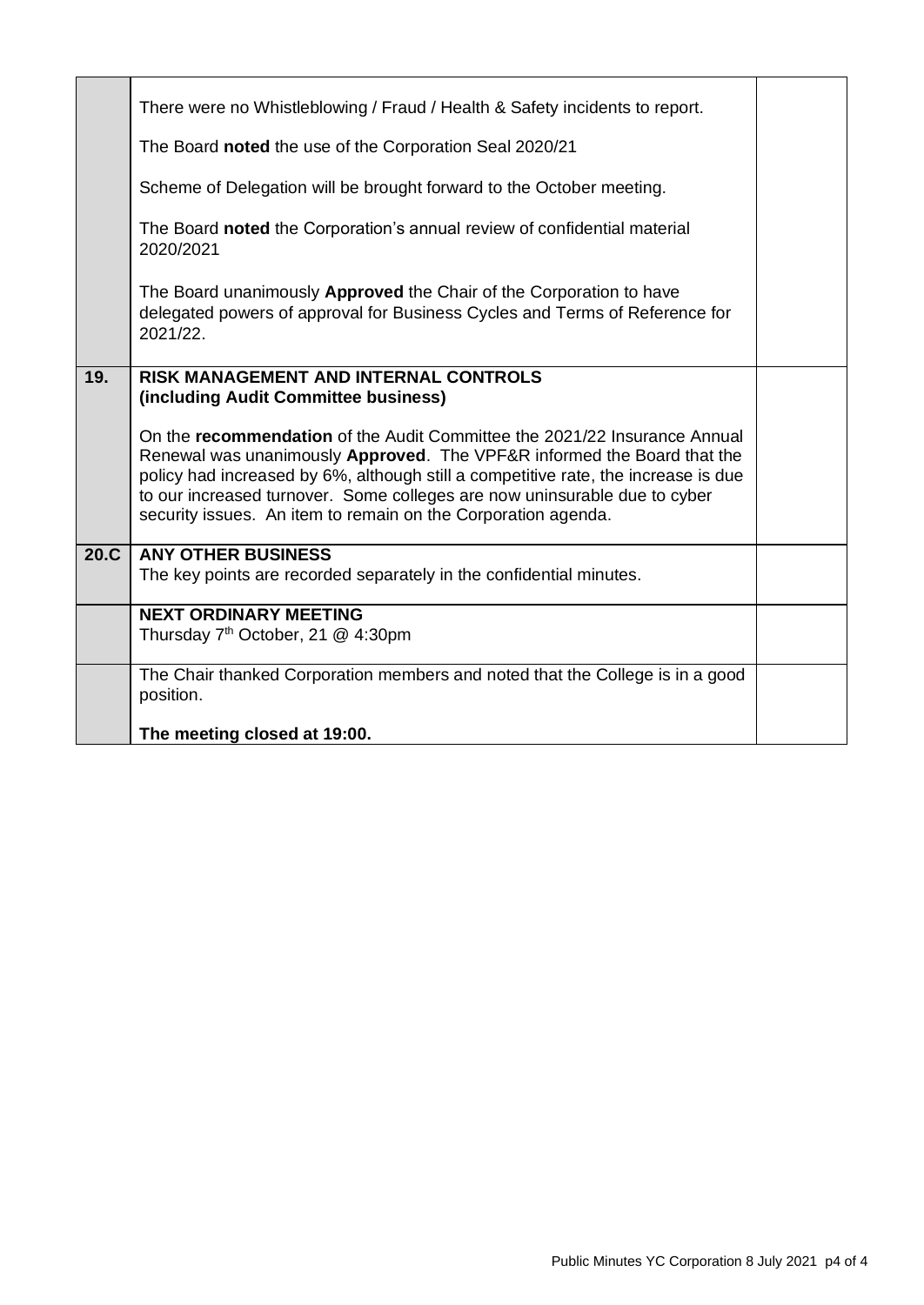| | | |
|---|---|---|
| | There were no Whistleblowing / Fraud / Health & Safety incidents to report.<br><br>The Board **noted** the use of the Corporation Seal 2020/21<br><br>Scheme of Delegation will be brought forward to the October meeting.<br><br>The Board **noted** the Corporation's annual review of confidential material 2020/2021<br><br>The Board unanimously **Approved** the Chair of the Corporation to have delegated powers of approval for Business Cycles and Terms of Reference for 2021/22. | |
| **19.** | **RISK MANAGEMENT AND INTERNAL CONTROLS (including Audit Committee business)**<br><br>On the **recommendation** of the Audit Committee the 2021/22 Insurance Annual Renewal was unanimously **Approved**. The VPF&R informed the Board that the policy had increased by 6%, although still a competitive rate, the increase is due to our increased turnover. Some colleges are now uninsurable due to cyber security issues. An item to remain on the Corporation agenda. | |
| **20.C** | **ANY OTHER BUSINESS**<br>The key points are recorded separately in the confidential minutes. | |
| | **NEXT ORDINARY MEETING**<br>Thursday 7th October, 21 @ 4:30pm | |
| | The Chair thanked Corporation members and noted that the College is in a good position.<br><br>**The meeting closed at 19:00.** | |